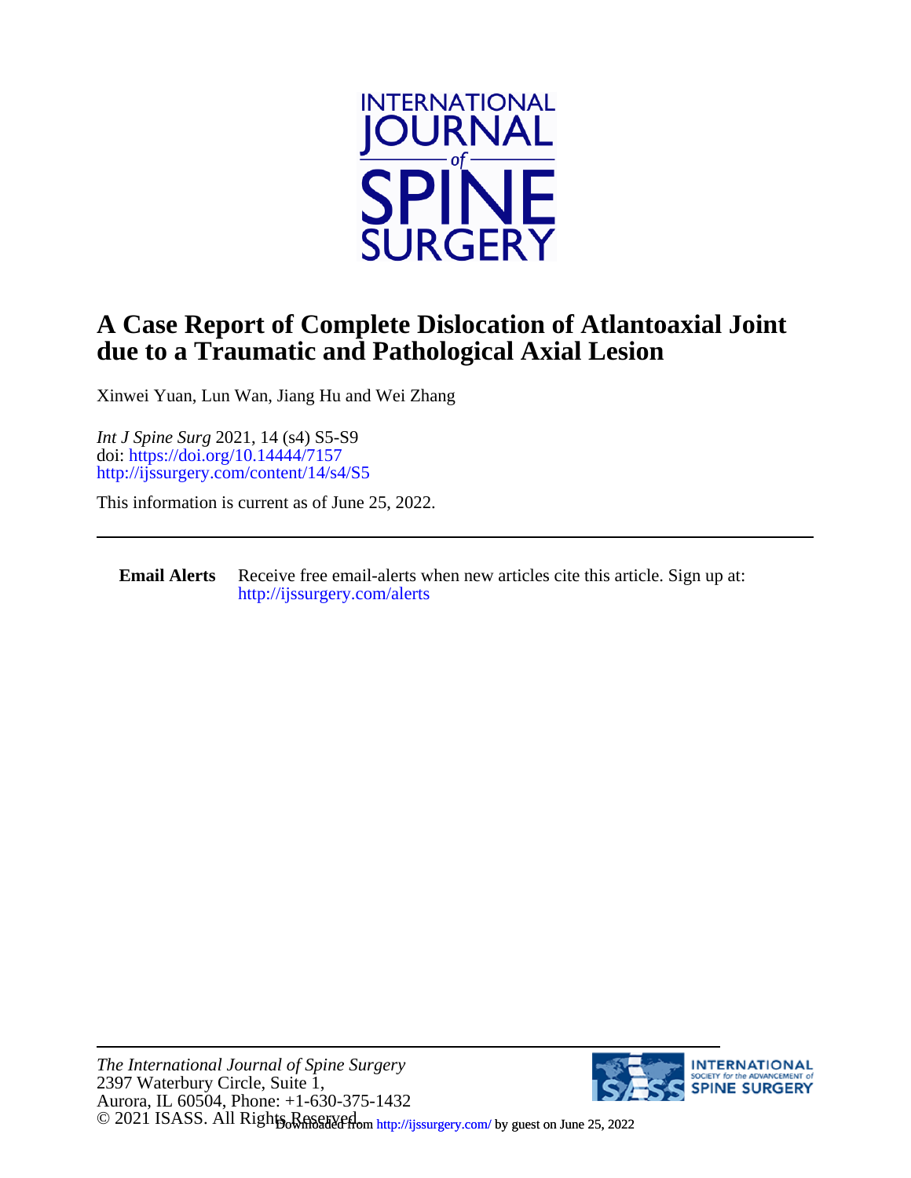# A Case Report of Complete Dislocation of Atlantoaxial Joint due to a Traumatic and Pathological Axial Lesion

Xinwei Yuan, Lun Wan, Jiang Hu and Wei Zhang

*Int J Spine Surg* 2021, 14 (s4) S5-S9
doi: https://doi.org/10.14444/7157
http://ijssurgery.com/content/14/s4/S5

This information is current as of June 25, 2022.

---

**Email Alerts** Receive free email-alerts when new articles cite this article. Sign up at: http://ijssurgery.com/alerts

*The International Journal of Spine Surgery*
2397 Waterbury Circle, Suite 1,
Aurora, IL 60504, Phone: +1-630-375-1432
© 2021 ISASS. All Rights Reserved.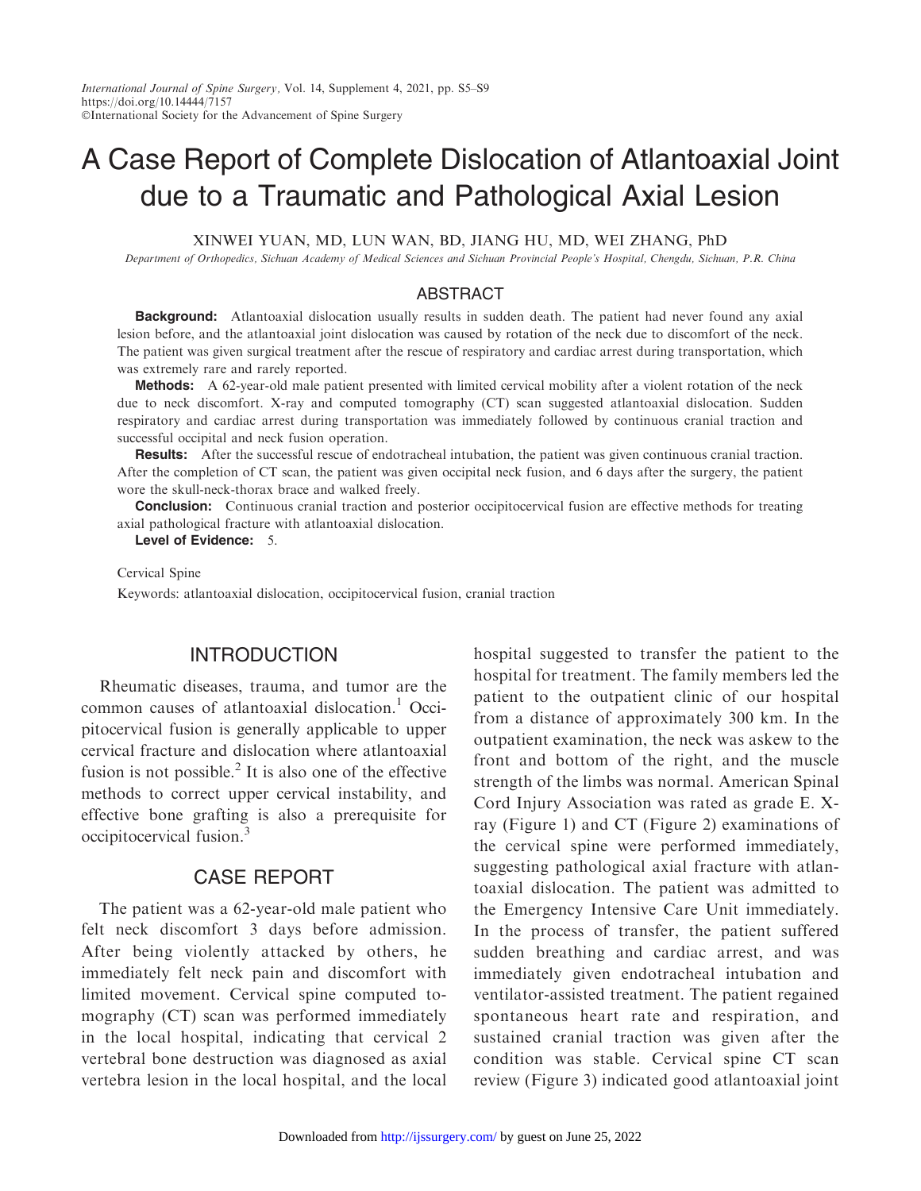# A Case Report of Complete Dislocation of Atlantoaxial Joint due to a Traumatic and Pathological Axial Lesion

XINWEI YUAN, MD, LUN WAN, BD, JIANG HU, MD, WEI ZHANG, PhD

*Department of Orthopedics, Sichuan Academy of Medical Sciences and Sichuan Provincial People's Hospital, Chengdu, Sichuan, P.R. China*

## ABSTRACT

**Background:** Atlantoaxial dislocation usually results in sudden death. The patient had never found any axial lesion before, and the atlantoaxial joint dislocation was caused by rotation of the neck due to discomfort of the neck. The patient was given surgical treatment after the rescue of respiratory and cardiac arrest during transportation, which was extremely rare and rarely reported.

**Methods:** A 62-year-old male patient presented with limited cervical mobility after a violent rotation of the neck due to neck discomfort. X-ray and computed tomography (CT) scan suggested atlantoaxial dislocation. Sudden respiratory and cardiac arrest during transportation was immediately followed by continuous cranial traction and successful occipital and neck fusion operation.

**Results:** After the successful rescue of endotracheal intubation, the patient was given continuous cranial traction. After the completion of CT scan, the patient was given occipital neck fusion, and 6 days after the surgery, the patient wore the skull-neck-thorax brace and walked freely.

**Conclusion:** Continuous cranial traction and posterior occipitocervical fusion are effective methods for treating axial pathological fracture with atlantoaxial dislocation.

**Level of Evidence:** 5.

Cervical Spine

Keywords: atlantoaxial dislocation, occipitocervical fusion, cranial traction

## INTRODUCTION

Rheumatic diseases, trauma, and tumor are the common causes of atlantoaxial dislocation.[1] Occipitocervical fusion is generally applicable to upper cervical fracture and dislocation where atlantoaxial fusion is not possible.[2] It is also one of the effective methods to correct upper cervical instability, and effective bone grafting is also a prerequisite for occipitocervical fusion.[3]

## CASE REPORT

The patient was a 62-year-old male patient who felt neck discomfort 3 days before admission. After being violently attacked by others, he immediately felt neck pain and discomfort with limited movement. Cervical spine computed tomography (CT) scan was performed immediately in the local hospital, indicating that cervical 2 vertebral bone destruction was diagnosed as axial vertebra lesion in the local hospital, and the local hospital suggested to transfer the patient to the hospital for treatment. The family members led the patient to the outpatient clinic of our hospital from a distance of approximately 300 km. In the outpatient examination, the neck was askew to the front and bottom of the right, and the muscle strength of the limbs was normal. American Spinal Cord Injury Association was rated as grade E. X-ray (Figure 1) and CT (Figure 2) examinations of the cervical spine were performed immediately, suggesting pathological axial fracture with atlantoaxial dislocation. The patient was admitted to the Emergency Intensive Care Unit immediately. In the process of transfer, the patient suffered sudden breathing and cardiac arrest, and was immediately given endotracheal intubation and ventilator-assisted treatment. The patient regained spontaneous heart rate and respiration, and sustained cranial traction was given after the condition was stable. Cervical spine CT scan review (Figure 3) indicated good atlantoaxial joint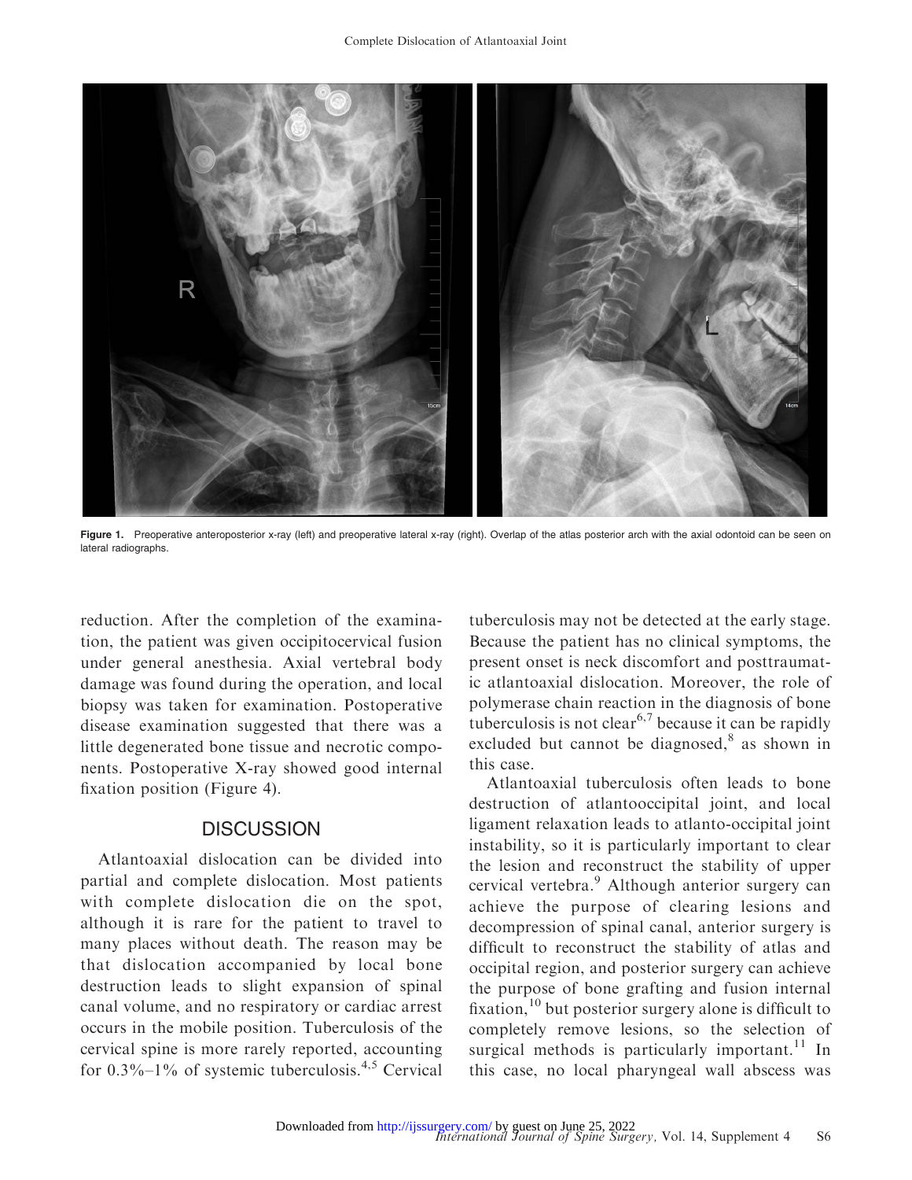**Figure 1.** Preoperative anteroposterior x-ray (left) and preoperative lateral x-ray (right). Overlap of the atlas posterior arch with the axial odontoid can be seen on lateral radiographs.

reduction. After the completion of the examination, the patient was given occipitocervical fusion under general anesthesia. Axial vertebral body damage was found during the operation, and local biopsy was taken for examination. Postoperative disease examination suggested that there was a little degenerated bone tissue and necrotic components. Postoperative X-ray showed good internal fixation position (Figure 4).

## DISCUSSION

Atlantoaxial dislocation can be divided into partial and complete dislocation. Most patients with complete dislocation die on the spot, although it is rare for the patient to travel to many places without death. The reason may be that dislocation accompanied by local bone destruction leads to slight expansion of spinal canal volume, and no respiratory or cardiac arrest occurs in the mobile position. Tuberculosis of the cervical spine is more rarely reported, accounting for 0.3%–1% of systemic tuberculosis.[4,5] Cervical tuberculosis may not be detected at the early stage. Because the patient has no clinical symptoms, the present onset is neck discomfort and posttraumatic atlantoaxial dislocation. Moreover, the role of polymerase chain reaction in the diagnosis of bone tuberculosis is not clear[6,7] because it can be rapidly excluded but cannot be diagnosed,[8] as shown in this case.

Atlantoaxial tuberculosis often leads to bone destruction of atlantooccipital joint, and local ligament relaxation leads to atlanto-occipital joint instability, so it is particularly important to clear the lesion and reconstruct the stability of upper cervical vertebra.[9] Although anterior surgery can achieve the purpose of clearing lesions and decompression of spinal canal, anterior surgery is difficult to reconstruct the stability of atlas and occipital region, and posterior surgery can achieve the purpose of bone grafting and fusion internal fixation,[10] but posterior surgery alone is difficult to completely remove lesions, so the selection of surgical methods is particularly important.[11] In this case, no local pharyngeal wall abscess was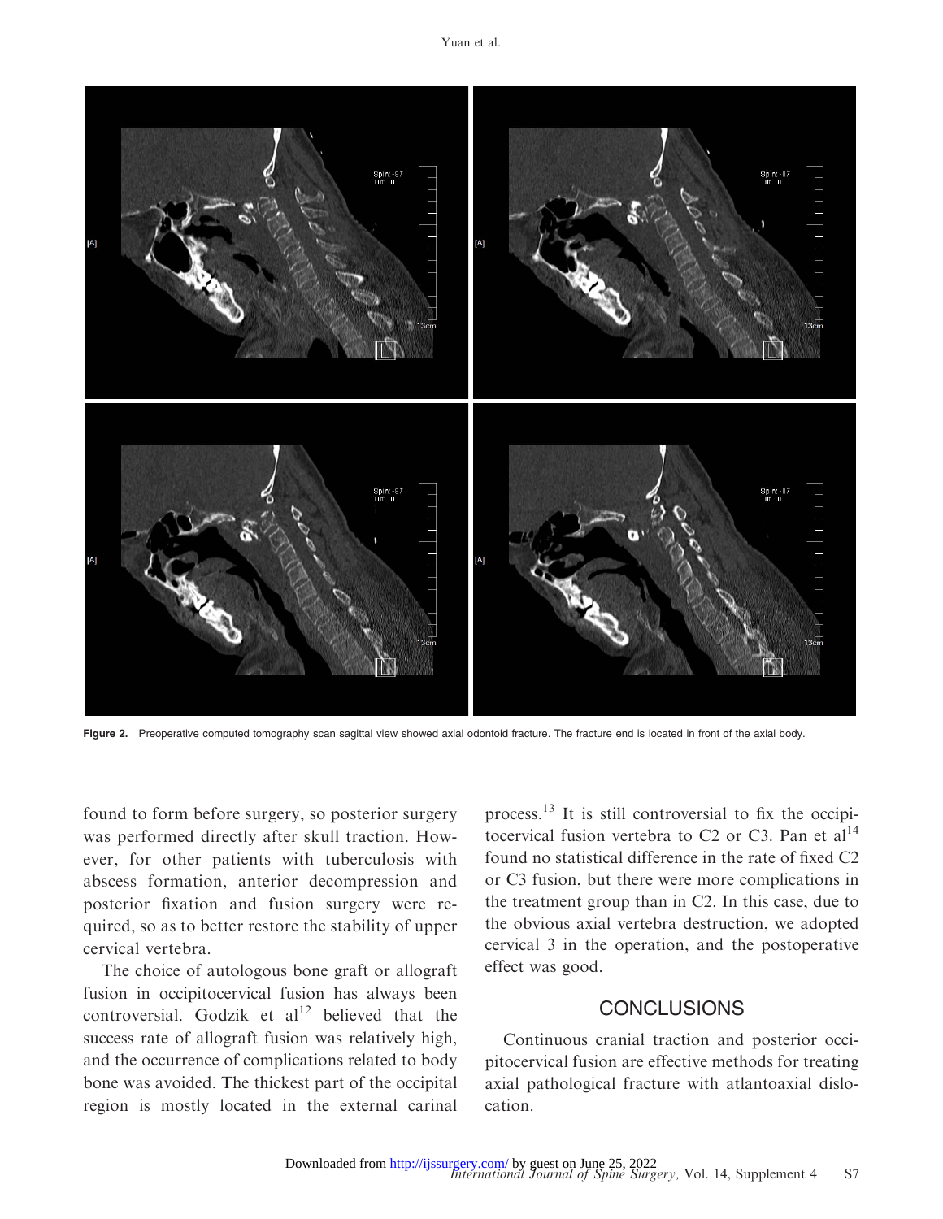Figure 2. Preoperative computed tomography scan sagittal view showed axial odontoid fracture. The fracture end is located in front of the axial body.

found to form before surgery, so posterior surgery was performed directly after skull traction. However, for other patients with tuberculosis with abscess formation, anterior decompression and posterior fixation and fusion surgery were required, so as to better restore the stability of upper cervical vertebra.

The choice of autologous bone graft or allograft fusion in occipitocervical fusion has always been controversial. Godzik et al[12] believed that the success rate of allograft fusion was relatively high, and the occurrence of complications related to body bone was avoided. The thickest part of the occipital region is mostly located in the external carinal process.[13] It is still controversial to fix the occipitocervical fusion vertebra to C2 or C3. Pan et al[14] found no statistical difference in the rate of fixed C2 or C3 fusion, but there were more complications in the treatment group than in C2. In this case, due to the obvious axial vertebra destruction, we adopted cervical 3 in the operation, and the postoperative effect was good.

## CONCLUSIONS

Continuous cranial traction and posterior occipitocervical fusion are effective methods for treating axial pathological fracture with atlantoaxial dislocation.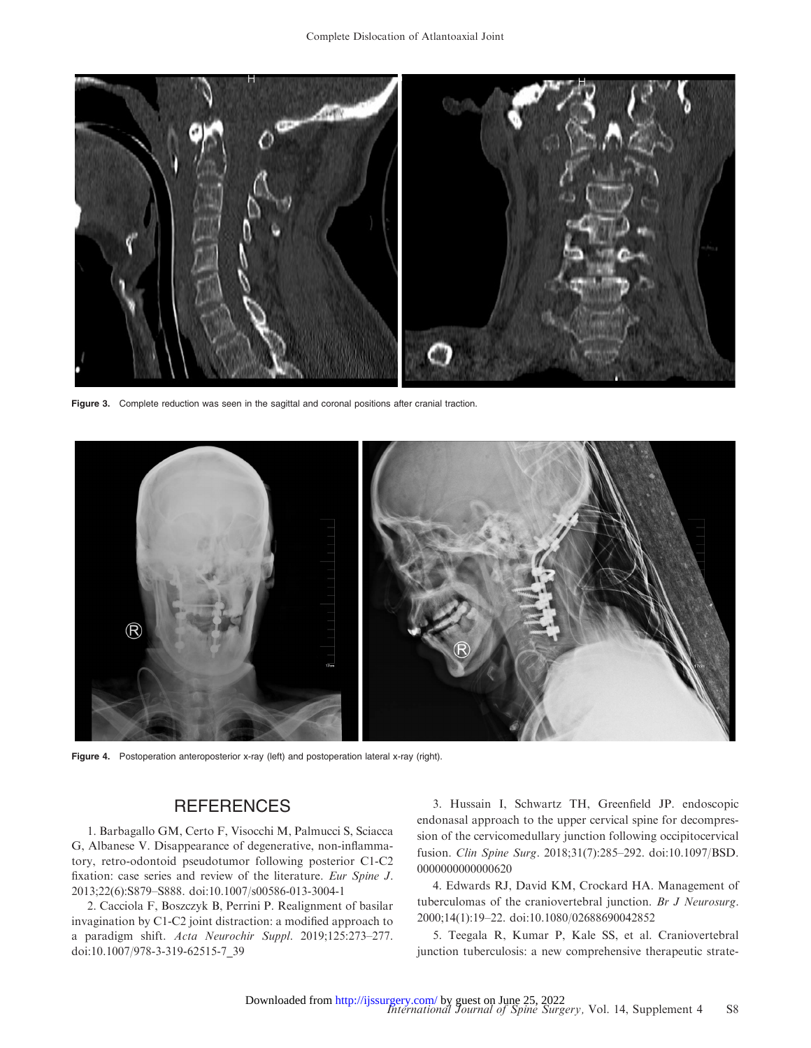Figure 3. Complete reduction was seen in the sagittal and coronal positions after cranial traction.

Figure 4. Postoperation anteroposterior x-ray (left) and postoperation lateral x-ray (right).

## REFERENCES

1. Barbagallo GM, Certo F, Visocchi M, Palmucci S, Sciacca G, Albanese V. Disappearance of degenerative, non-inflammatory, retro-odontoid pseudotumor following posterior C1-C2 fixation: case series and review of the literature. *Eur Spine J*. 2013;22(6):S879–S888. doi:10.1007/s00586-013-3004-1

2. Cacciola F, Boszczyk B, Perrini P. Realignment of basilar invagination by C1-C2 joint distraction: a modified approach to a paradigm shift. *Acta Neurochir Suppl*. 2019;125:273–277. doi:10.1007/978-3-319-62515-7_39

3. Hussain I, Schwartz TH, Greenfield JP. endoscopic endonasal approach to the upper cervical spine for decompression of the cervicomedullary junction following occipitocervical fusion. *Clin Spine Surg*. 2018;31(7):285–292. doi:10.1097/BSD.0000000000000620

4. Edwards RJ, David KM, Crockard HA. Management of tuberculomas of the craniovertebral junction. *Br J Neurosurg*. 2000;14(1):19–22. doi:10.1080/02688690042852

5. Teegala R, Kumar P, Kale SS, et al. Craniovertebral junction tuberculosis: a new comprehensive therapeutic strate-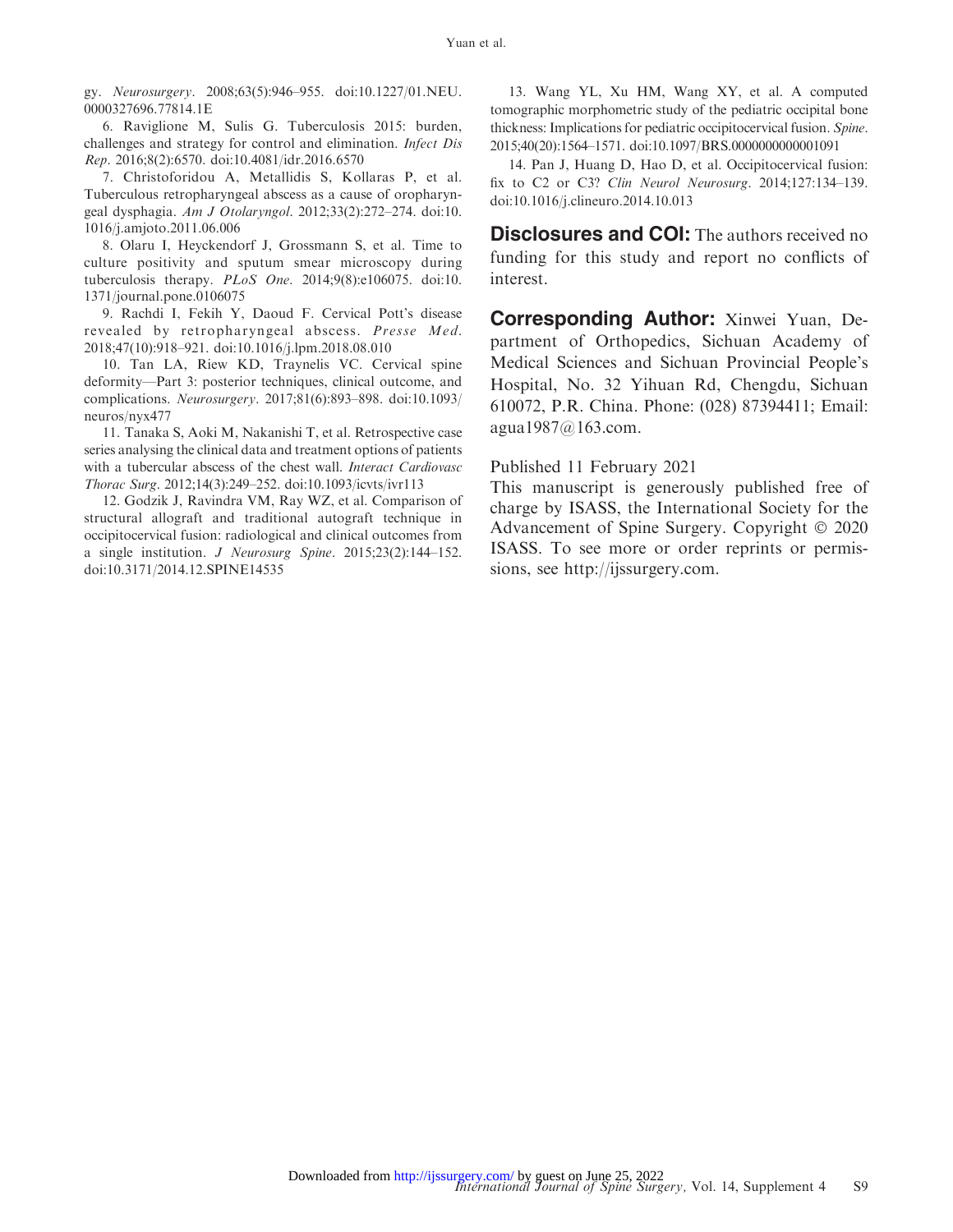gy. *Neurosurgery*. 2008;63(5):946–955. doi:10.1227/01.NEU.0000327696.77814.1E

6. Raviglione M, Sulis G. Tuberculosis 2015: burden, challenges and strategy for control and elimination. *Infect Dis Rep*. 2016;8(2):6570. doi:10.4081/idr.2016.6570

7. Christoforidou A, Metallidis S, Kollaras P, et al. Tuberculous retropharyngeal abscess as a cause of oropharyngeal dysphagia. *Am J Otolaryngol*. 2012;33(2):272–274. doi:10.1016/j.amjoto.2011.06.006

8. Olaru I, Heyckendorf J, Grossmann S, et al. Time to culture positivity and sputum smear microscopy during tuberculosis therapy. *PLoS One*. 2014;9(8):e106075. doi:10.1371/journal.pone.0106075

9. Rachdi I, Fekih Y, Daoud F. Cervical Pott's disease revealed by retropharyngeal abscess. *Presse Med*. 2018;47(10):918–921. doi:10.1016/j.lpm.2018.08.010

10. Tan LA, Riew KD, Traynelis VC. Cervical spine deformity—Part 3: posterior techniques, clinical outcome, and complications. *Neurosurgery*. 2017;81(6):893–898. doi:10.1093/neuros/nyx477

11. Tanaka S, Aoki M, Nakanishi T, et al. Retrospective case series analysing the clinical data and treatment options of patients with a tubercular abscess of the chest wall. *Interact Cardiovasc Thorac Surg*. 2012;14(3):249–252. doi:10.1093/icvts/ivr113

12. Godzik J, Ravindra VM, Ray WZ, et al. Comparison of structural allograft and traditional autograft technique in occipitocervical fusion: radiological and clinical outcomes from a single institution. *J Neurosurg Spine*. 2015;23(2):144–152. doi:10.3171/2014.12.SPINE14535

13. Wang YL, Xu HM, Wang XY, et al. A computed tomographic morphometric study of the pediatric occipital bone thickness: Implications for pediatric occipitocervical fusion. *Spine*. 2015;40(20):1564–1571. doi:10.1097/BRS.0000000000001091

14. Pan J, Huang D, Hao D, et al. Occipitocervical fusion: fix to C2 or C3? *Clin Neurol Neurosurg*. 2014;127:134–139. doi:10.1016/j.clineuro.2014.10.013

**Disclosures and COI:** The authors received no funding for this study and report no conflicts of interest.

**Corresponding Author:** Xinwei Yuan, Department of Orthopedics, Sichuan Academy of Medical Sciences and Sichuan Provincial People's Hospital, No. 32 Yihuan Rd, Chengdu, Sichuan 610072, P.R. China. Phone: (028) 87394411; Email: agua1987@163.com.

Published 11 February 2021

This manuscript is generously published free of charge by ISASS, the International Society for the Advancement of Spine Surgery. Copyright © 2020 ISASS. To see more or order reprints or permissions, see http://ijssurgery.com.